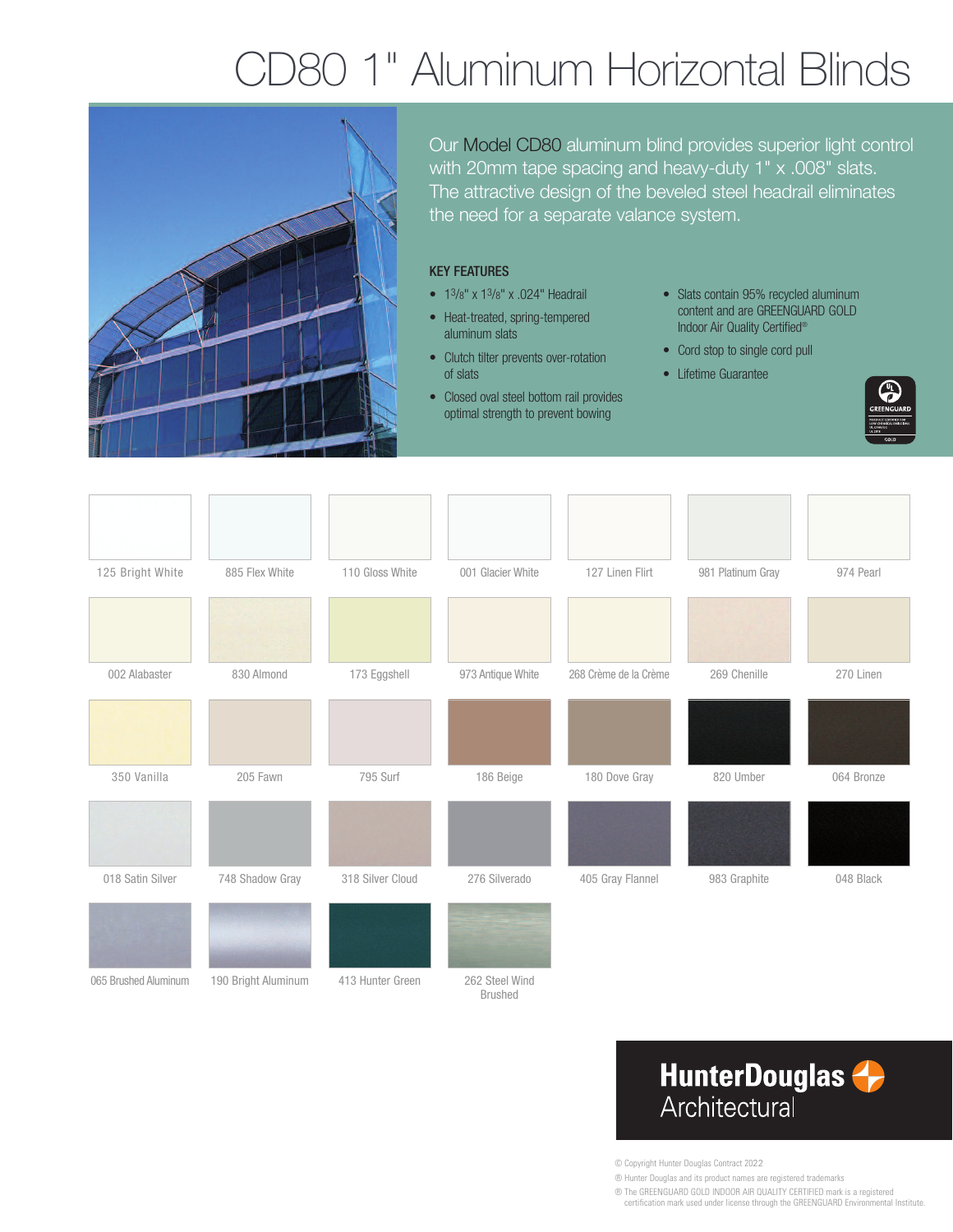# CD80 1" Aluminum Horizontal Blinds

Our Model CD80 aluminum blind provides superior light control with 20mm tape spacing and heavy-duty 1" x .008" slats. The attractive design of the beveled steel headrail eliminates the need for a separate valance system.

### KEY FEATURES

- $1^3/_8$" x $1^3/_8$" x .024" Headrail
- Heat-treated, spring-tempered aluminum slats
- Clutch tilter prevents over-rotation of slats
- Closed oval steel bottom rail provides optimal strength to prevent bowing
- Slats contain 95% recycled aluminum content and are GREENGUARD GOLD Indoor Air Quality Certified®
- Cord stop to single cord pull
- Lifetime Guarantee

| | | | | | | |
|---|---|---|---|---|---|---|
| 125 Bright White | 885 Flex White | 110 Gloss White | 001 Glacier White | 127 Linen Flirt | 981 Platinum Gray | 974 Pearl |
| 002 Alabaster | 830 Almond | 173 Eggshell | 973 Antique White | 268 Crème de la Crème | 269 Chenille | 270 Linen |
| 350 Vanilla | 205 Fawn | 795 Surf | 186 Beige | 180 Dove Gray | 820 Umber | 064 Bronze |
| 018 Satin Silver | 748 Shadow Gray | 318 Silver Cloud | 276 Silverado | 405 Gray Flannel | 983 Graphite | 048 Black |
| 065 Brushed Aluminum | 190 Bright Aluminum | 413 Hunter Green | 262 Steel Wind Brushed | | | |

**HunterDouglas Architectural**

© Copyright Hunter Douglas Contract 2022

® Hunter Douglas and its product names are registered trademarks

® The GREENGUARD GOLD INDOOR AIR QUALITY CERTIFIED mark is a registered certification mark used under license through the GREENGUARD Environmental Institute.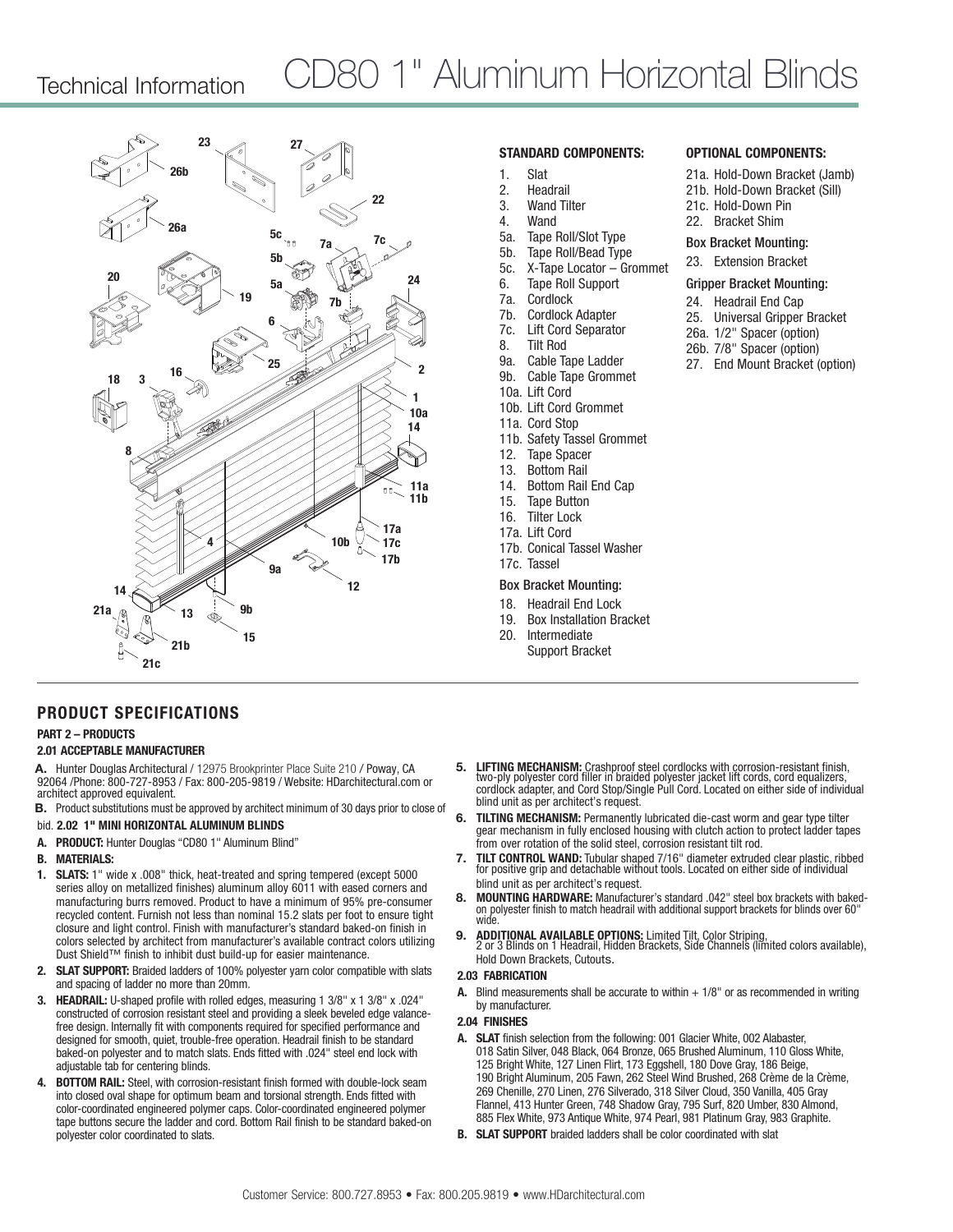# Technical Information CD80 1" Aluminum Horizontal Blinds

23
27
26b
22
26a
5c
7a
7c
5b
20
19
5a
24
7b
6
25
2
18
3
16
1
10a
14
8
11a
11b
4
10b
17a
17c
17b
9a
12
14
21a
13
9b
21b
15
21c

**STANDARD COMPONENTS:**

1. Slat
2. Headrail
3. Wand Tilter
4. Wand
5a. Tape Roll/Slot Type
5b. Tape Roll/Bead Type
5c. X-Tape Locator – Grommet
6. Tape Roll Support
7a. Cordlock
7b. Cordlock Adapter
7c. Lift Cord Separator
8. Tilt Rod
9a. Cable Tape Ladder
9b. Cable Tape Grommet
10a. Lift Cord
10b. Lift Cord Grommet
11a. Cord Stop
11b. Safety Tassel Grommet
12. Tape Spacer
13. Bottom Rail
14. Bottom Rail End Cap
15. Tape Button
16. Tilter Lock
17a. Lift Cord
17b. Conical Tassel Washer
17c. Tassel

Box Bracket Mounting:

18. Headrail End Lock
19. Box Installation Bracket
20. Intermediate Support Bracket

**OPTIONAL COMPONENTS:**

21a. Hold-Down Bracket (Jamb)
21b. Hold-Down Bracket (Sill)
21c. Hold-Down Pin
22. Bracket Shim

Box Bracket Mounting:

23. Extension Bracket

Gripper Bracket Mounting:

24. Headrail End Cap
25. Universal Gripper Bracket
26a. 1/2" Spacer (option)
26b. 7/8" Spacer (option)
27. End Mount Bracket (option)

## PRODUCT SPECIFICATIONS

**PART 2 – PRODUCTS**

**2.01 ACCEPTABLE MANUFACTURER**

**A.** Hunter Douglas Architectural / 12975 Brookprinter Place Suite 210 / Poway, CA 92064 /Phone: 800-727-8953 / Fax: 800-205-9819 / Website: HDarchitectural.com or architect approved equivalent.

**B.** Product substitutions must be approved by architect minimum of 30 days prior to close of bid.

**2.02 1" MINI HORIZONTAL ALUMINUM BLINDS**

**A. PRODUCT:** Hunter Douglas "CD80 1" Aluminum Blind"

**B. MATERIALS:**

1. **SLATS:** 1" wide x .008" thick, heat-treated and spring tempered (except 5000 series alloy on metallized finishes) aluminum alloy 6011 with eased corners and manufacturing burrs removed. Product to have a minimum of 95% pre-consumer recycled content. Furnish not less than nominal 15.2 slats per foot to ensure tight closure and light control. Finish with manufacturer's standard baked-on finish in colors selected by architect from manufacturer's available contract colors utilizing Dust Shield™ finish to inhibit dust build-up for easier maintenance.
2. **SLAT SUPPORT:** Braided ladders of 100% polyester yarn color compatible with slats and spacing of ladder no more than 20mm.
3. **HEADRAIL:** U-shaped profile with rolled edges, measuring 1 3/8" x 1 3/8" x .024" constructed of corrosion resistant steel and providing a sleek beveled edge valance-free design. Internally fit with components required for specified performance and designed for smooth, quiet, trouble-free operation. Headrail finish to be standard baked-on polyester and to match slats. Ends fitted with .024" steel end lock with adjustable tab for centering blinds.
4. **BOTTOM RAIL:** Steel, with corrosion-resistant finish formed with double-lock seam into closed oval shape for optimum beam and torsional strength. Ends fitted with color-coordinated engineered polymer caps. Color-coordinated engineered polymer tape buttons secure the ladder and cord. Bottom Rail finish to be standard baked-on polyester color coordinated to slats.
5. **LIFTING MECHANISM:** Crashproof steel cordlocks with corrosion-resistant finish, two-ply polyester cord filler in braided polyester jacket lift cords, cord equalizers, cordlock adapter, and Cord Stop/Single Pull Cord. Located on either side of individual blind unit as per architect's request.
6. **TILTING MECHANISM:** Permanently lubricated die-cast worm and gear type tilter gear mechanism in fully enclosed housing with clutch action to protect ladder tapes from over rotation of the solid steel, corrosion resistant tilt rod.
7. **TILT CONTROL WAND:** Tubular shaped 7/16" diameter extruded clear plastic, ribbed for positive grip and detachable without tools. Located on either side of individual blind unit as per architect's request.
8. **MOUNTING HARDWARE:** Manufacturer's standard .042" steel box brackets with baked-on polyester finish to match headrail with additional support brackets for blinds over 60" wide.
9. **ADDITIONAL AVAILABLE OPTIONS:** Limited Tilt, Color Striping, 2 or 3 Blinds on 1 Headrail, Hidden Brackets, Side Channels (limited colors available), Hold Down Brackets, Cutouts.

**2.03 FABRICATION**

**A.** Blind measurements shall be accurate to within + 1/8" or as recommended in writing by manufacturer.

**2.04 FINISHES**

**A. SLAT** finish selection from the following: 001 Glacier White, 002 Alabaster, 018 Satin Silver, 048 Black, 064 Bronze, 065 Brushed Aluminum, 110 Gloss White, 125 Bright White, 127 Linen Flirt, 173 Eggshell, 180 Dove Gray, 186 Beige, 190 Bright Aluminum, 205 Fawn, 262 Steel Wind Brushed, 268 Crème de la Crème, 269 Chenille, 270 Linen, 276 Silverado, 318 Silver Cloud, 350 Vanilla, 405 Gray Flannel, 413 Hunter Green, 748 Shadow Gray, 795 Surf, 820 Umber, 830 Almond, 885 Flex White, 973 Antique White, 974 Pearl, 981 Platinum Gray, 983 Graphite.

**B. SLAT SUPPORT** braided ladders shall be color coordinated with slat